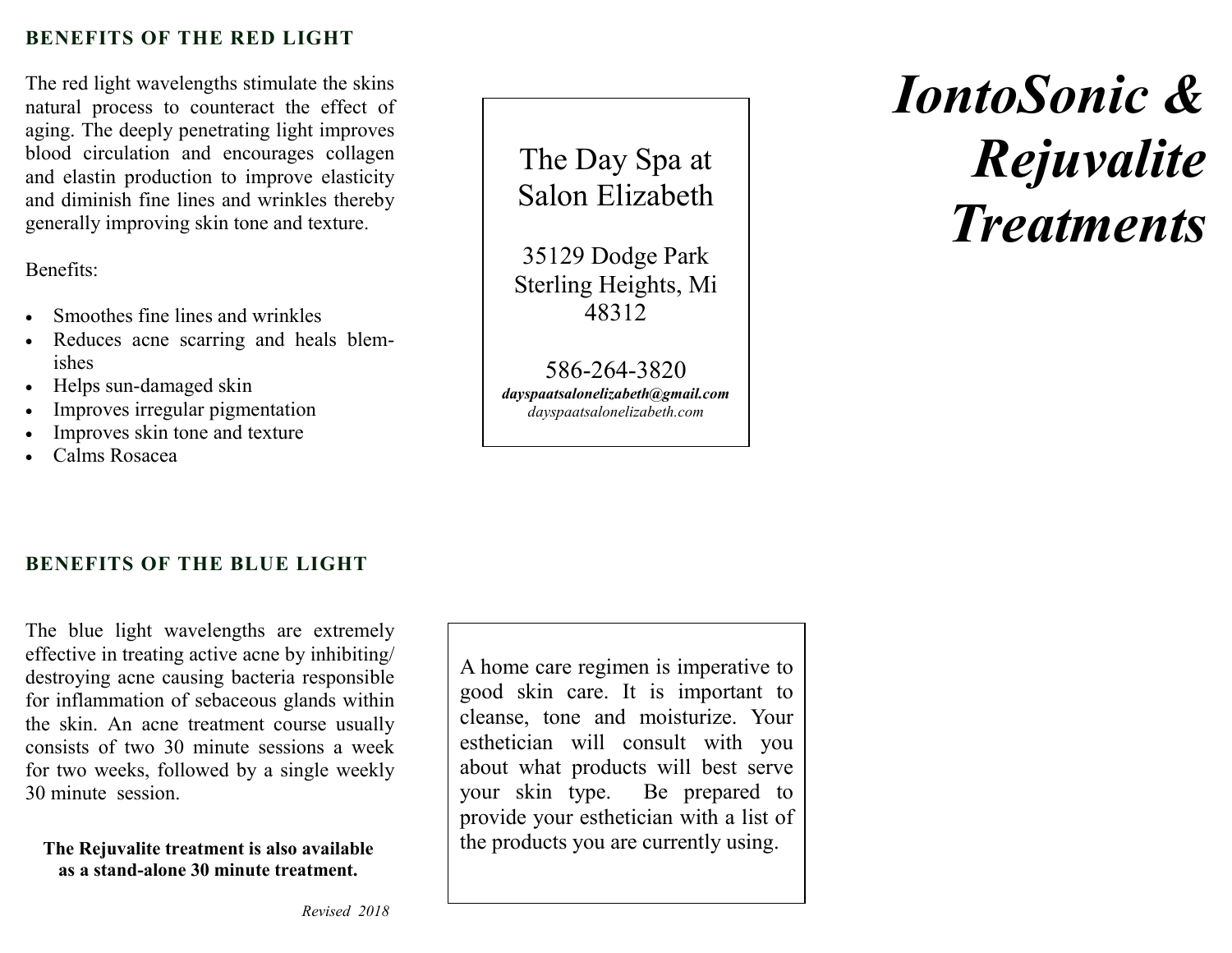## BENEFITS OF THE RED LIGHT

The red light wavelengths stimulate the skins natural process to counteract the effect of aging. The deeply penetrating light improves blood circulation and encourages collagen and elastin production to improve elasticity and diminish fine lines and wrinkles thereby generally improving skin tone and texture.

Benefits:

- Smoothes fine lines and wrinkles
- Reduces acne scarring and heals blemishes
- Helps sun-damaged skin
- Improves irregular pigmentation
- Improves skin tone and texture
- Calms Rosacea

## BENEFITS OF THE BLUE LIGHT

The blue light wavelengths are extremely effective in treating active acne by inhibiting/destroying acne causing bacteria responsible for inflammation of sebaceous glands within the skin. An acne treatment course usually consists of two 30 minute sessions a week for two weeks, followed by a single weekly 30 minute session.

**The Rejuvalite treatment is also available as a stand-alone 30 minute treatment.**

*Revised 2018*

The Day Spa at Salon Elizabeth

35129 Dodge Park
Sterling Heights, Mi 48312

586-264-3820
***dayspaatsalonelizabeth@gmail.com***
*dayspaatsalonelizabeth.com*

A home care regimen is imperative to good skin care. It is important to cleanse, tone and moisturize. Your esthetician will consult with you about what products will best serve your skin type. Be prepared to provide your esthetician with a list of the products you are currently using.

# *IontoSonic & Rejuvalite Treatments*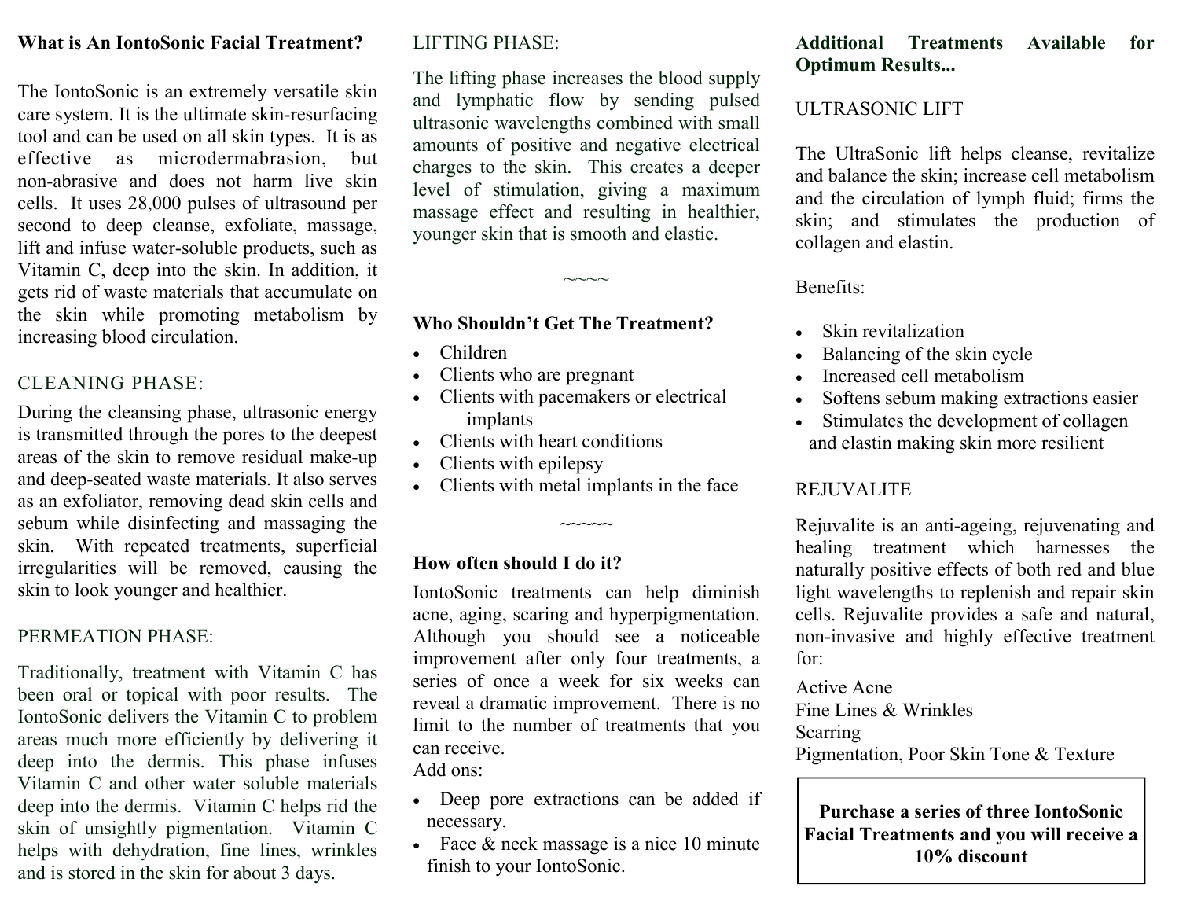## What is An IontoSonic Facial Treatment?

The IontoSonic is an extremely versatile skin care system. It is the ultimate skin-resurfacing tool and can be used on all skin types. It is as effective as microdermabrasion, but non-abrasive and does not harm live skin cells. It uses 28,000 pulses of ultrasound per second to deep cleanse, exfoliate, massage, lift and infuse water-soluble products, such as Vitamin C, deep into the skin. In addition, it gets rid of waste materials that accumulate on the skin while promoting metabolism by increasing blood circulation.

### CLEANING PHASE:

During the cleansing phase, ultrasonic energy is transmitted through the pores to the deepest areas of the skin to remove residual make-up and deep-seated waste materials. It also serves as an exfoliator, removing dead skin cells and sebum while disinfecting and massaging the skin. With repeated treatments, superficial irregularities will be removed, causing the skin to look younger and healthier.

### PERMEATION PHASE:

Traditionally, treatment with Vitamin C has been oral or topical with poor results. The IontoSonic delivers the Vitamin C to problem areas much more efficiently by delivering it deep into the dermis. This phase infuses Vitamin C and other water soluble materials deep into the dermis. Vitamin C helps rid the skin of unsightly pigmentation. Vitamin C helps with dehydration, fine lines, wrinkles and is stored in the skin for about 3 days.

### LIFTING PHASE:

The lifting phase increases the blood supply and lymphatic flow by sending pulsed ultrasonic wavelengths combined with small amounts of positive and negative electrical charges to the skin. This creates a deeper level of stimulation, giving a maximum massage effect and resulting in healthier, younger skin that is smooth and elastic.

~~~~

## Who Shouldn't Get The Treatment?

- Children
- Clients who are pregnant
- Clients with pacemakers or electrical implants
- Clients with heart conditions
- Clients with epilepsy
- Clients with metal implants in the face

~~~~~

## How often should I do it?

IontoSonic treatments can help diminish acne, aging, scaring and hyperpigmentation. Although you should see a noticeable improvement after only four treatments, a series of once a week for six weeks can reveal a dramatic improvement. There is no limit to the number of treatments that you can receive.

Add ons:

- Deep pore extractions can be added if necessary.
- Face & neck massage is a nice 10 minute finish to your IontoSonic.

## Additional Treatments Available for Optimum Results...

### ULTRASONIC LIFT

The UltraSonic lift helps cleanse, revitalize and balance the skin; increase cell metabolism and the circulation of lymph fluid; firms the skin; and stimulates the production of collagen and elastin.

Benefits:

- Skin revitalization
- Balancing of the skin cycle
- Increased cell metabolism
- Softens sebum making extractions easier
- Stimulates the development of collagen and elastin making skin more resilient

### REJUVALITE

Rejuvalite is an anti-ageing, rejuvenating and healing treatment which harnesses the naturally positive effects of both red and blue light wavelengths to replenish and repair skin cells. Rejuvalite provides a safe and natural, non-invasive and highly effective treatment for:

Active Acne
Fine Lines & Wrinkles
Scarring
Pigmentation, Poor Skin Tone & Texture

**Purchase a series of three IontoSonic Facial Treatments and you will receive a 10% discount**